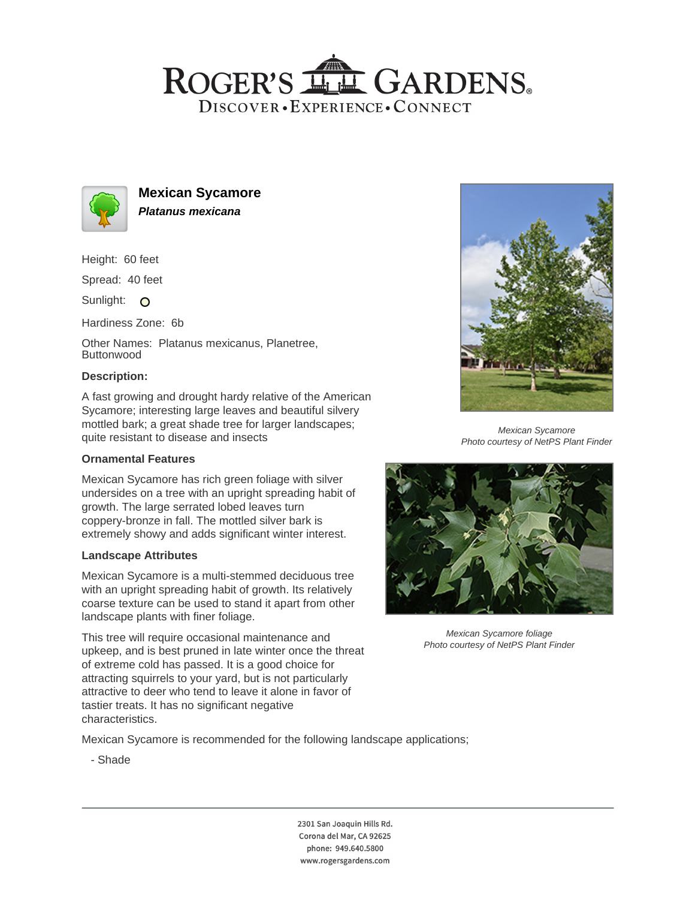# Mexican Sycamore

***Platanus mexicana***

Height: 60 feet

Spread: 40 feet

Sunlight: O

Hardiness Zone: 6b

Other Names: Platanus mexicanus, Planetree, Buttonwood

### Description:

A fast growing and drought hardy relative of the American Sycamore; interesting large leaves and beautiful silvery mottled bark; a great shade tree for larger landscapes; quite resistant to disease and insects

*Mexican Sycamore*
*Photo courtesy of NetPS Plant Finder*

### Ornamental Features

Mexican Sycamore has rich green foliage with silver undersides on a tree with an upright spreading habit of growth. The large serrated lobed leaves turn coppery-bronze in fall. The mottled silver bark is extremely showy and adds significant winter interest.

*Mexican Sycamore foliage*
*Photo courtesy of NetPS Plant Finder*

### Landscape Attributes

Mexican Sycamore is a multi-stemmed deciduous tree with an upright spreading habit of growth. Its relatively coarse texture can be used to stand it apart from other landscape plants with finer foliage.

This tree will require occasional maintenance and upkeep, and is best pruned in late winter once the threat of extreme cold has passed. It is a good choice for attracting squirrels to your yard, but is not particularly attractive to deer who tend to leave it alone in favor of tastier treats. It has no significant negative characteristics.

Mexican Sycamore is recommended for the following landscape applications;

- Shade

2301 San Joaquin Hills Rd.
Corona del Mar, CA 92625
phone: 949.640.5800
www.rogersgardens.com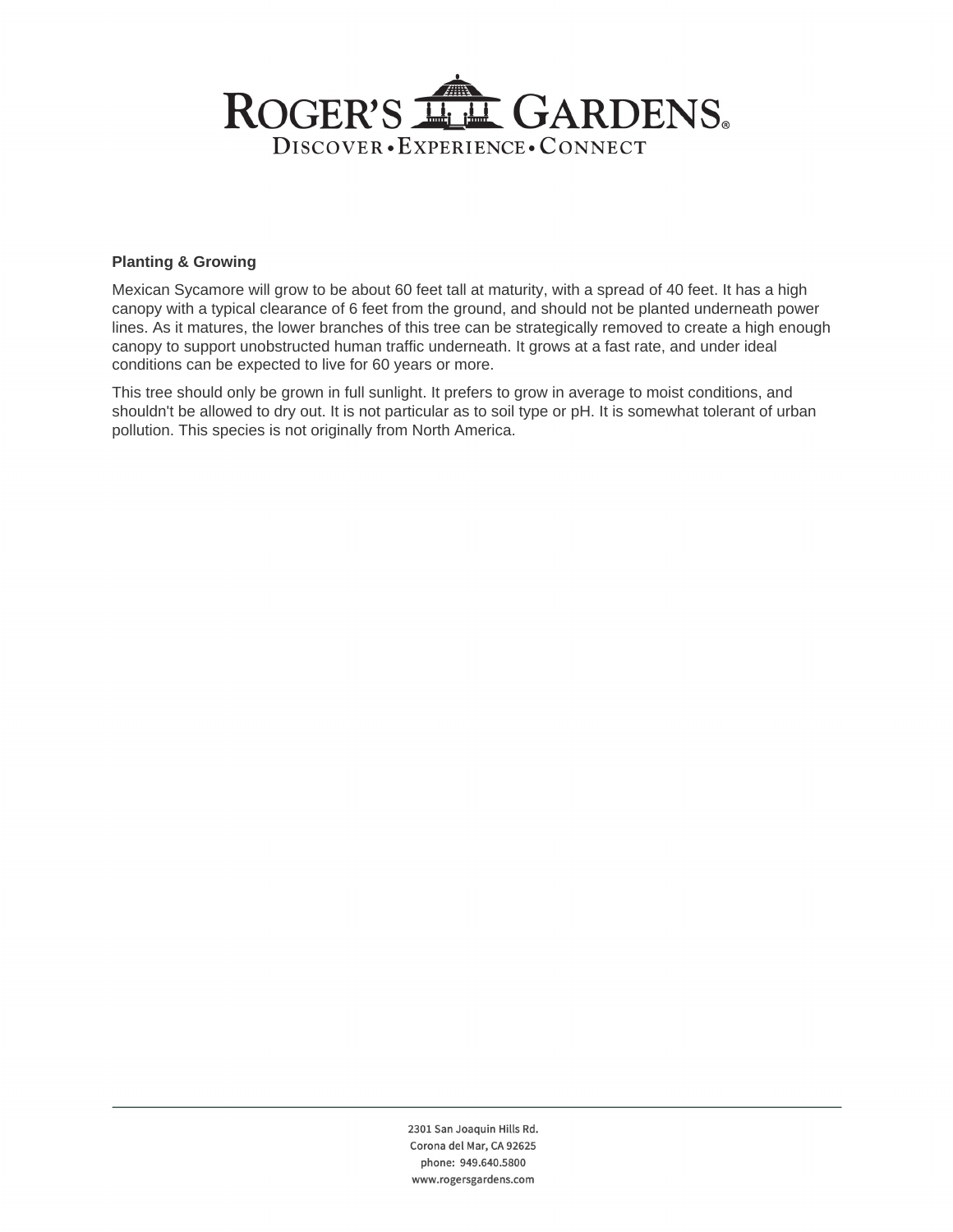**Planting & Growing**

Mexican Sycamore will grow to be about 60 feet tall at maturity, with a spread of 40 feet. It has a high canopy with a typical clearance of 6 feet from the ground, and should not be planted underneath power lines. As it matures, the lower branches of this tree can be strategically removed to create a high enough canopy to support unobstructed human traffic underneath. It grows at a fast rate, and under ideal conditions can be expected to live for 60 years or more.

This tree should only be grown in full sunlight. It prefers to grow in average to moist conditions, and shouldn't be allowed to dry out. It is not particular as to soil type or pH. It is somewhat tolerant of urban pollution. This species is not originally from North America.